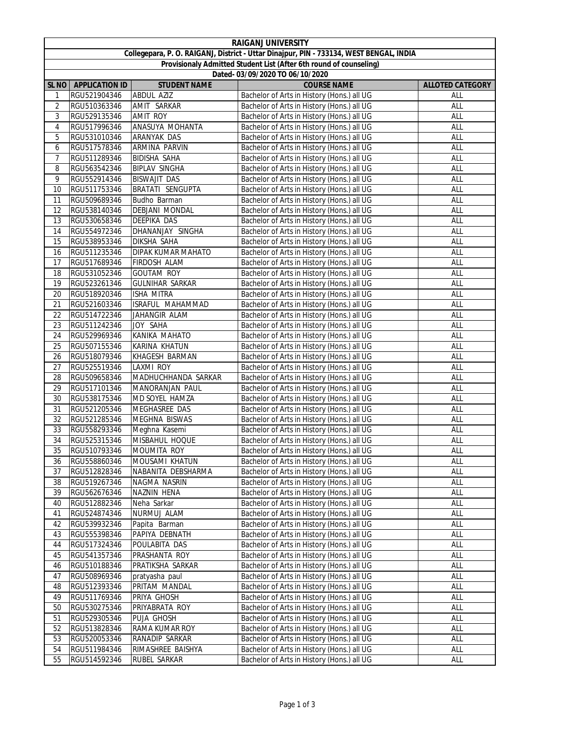# RAIGANJ UNIVERSITY

**Collegepara, P. O. RAIGANJ, District - Uttar Dinajpur, PIN - 733134, WEST BENGAL, INDIA**

**Provisionaly Admitted Student List (After 6th round of counseling)**

**Dated- 03/09/2020 TO 06/10/2020**

| SL NO | APPLICATION ID | STUDENT NAME | COURSE NAME | ALLOTED CATEGORY |
|---|---|---|---|---|
| 1 | RGU521904346 | ABDUL AZIZ | Bachelor of Arts in History (Hons.) all UG | ALL |
| 2 | RGU510363346 | AMIT SARKAR | Bachelor of Arts in History (Hons.) all UG | ALL |
| 3 | RGU529135346 | AMIT ROY | Bachelor of Arts in History (Hons.) all UG | ALL |
| 4 | RGU517996346 | ANASUYA MOHANTA | Bachelor of Arts in History (Hons.) all UG | ALL |
| 5 | RGU531010346 | ARANYAK DAS | Bachelor of Arts in History (Hons.) all UG | ALL |
| 6 | RGU517578346 | ARMINA PARVIN | Bachelor of Arts in History (Hons.) all UG | ALL |
| 7 | RGU511289346 | BIDISHA SAHA | Bachelor of Arts in History (Hons.) all UG | ALL |
| 8 | RGU563542346 | BIPLAV SINGHA | Bachelor of Arts in History (Hons.) all UG | ALL |
| 9 | RGU552914346 | BISWAJIT DAS | Bachelor of Arts in History (Hons.) all UG | ALL |
| 10 | RGU511753346 | BRATATI SENGUPTA | Bachelor of Arts in History (Hons.) all UG | ALL |
| 11 | RGU509689346 | Budho Barman | Bachelor of Arts in History (Hons.) all UG | ALL |
| 12 | RGU538140346 | DEBJANI MONDAL | Bachelor of Arts in History (Hons.) all UG | ALL |
| 13 | RGU530658346 | DEEPIKA DAS | Bachelor of Arts in History (Hons.) all UG | ALL |
| 14 | RGU554972346 | DHANANJAY SINGHA | Bachelor of Arts in History (Hons.) all UG | ALL |
| 15 | RGU538953346 | DIKSHA SAHA | Bachelor of Arts in History (Hons.) all UG | ALL |
| 16 | RGU511235346 | DIPAK KUMAR MAHATO | Bachelor of Arts in History (Hons.) all UG | ALL |
| 17 | RGU517689346 | FIRDOSH ALAM | Bachelor of Arts in History (Hons.) all UG | ALL |
| 18 | RGU531052346 | GOUTAM ROY | Bachelor of Arts in History (Hons.) all UG | ALL |
| 19 | RGU523261346 | GULNIHAR SARKAR | Bachelor of Arts in History (Hons.) all UG | ALL |
| 20 | RGU518920346 | ISHA MITRA | Bachelor of Arts in History (Hons.) all UG | ALL |
| 21 | RGU521603346 | ISRAFUL MAHAMMAD | Bachelor of Arts in History (Hons.) all UG | ALL |
| 22 | RGU514722346 | JAHANGIR ALAM | Bachelor of Arts in History (Hons.) all UG | ALL |
| 23 | RGU511242346 | JOY SAHA | Bachelor of Arts in History (Hons.) all UG | ALL |
| 24 | RGU529969346 | KANIKA MAHATO | Bachelor of Arts in History (Hons.) all UG | ALL |
| 25 | RGU507155346 | KARINA KHATUN | Bachelor of Arts in History (Hons.) all UG | ALL |
| 26 | RGU518079346 | KHAGESH BARMAN | Bachelor of Arts in History (Hons.) all UG | ALL |
| 27 | RGU525519346 | LAXMI ROY | Bachelor of Arts in History (Hons.) all UG | ALL |
| 28 | RGU509658346 | MADHUCHHANDA SARKAR | Bachelor of Arts in History (Hons.) all UG | ALL |
| 29 | RGU517101346 | MANORANJAN PAUL | Bachelor of Arts in History (Hons.) all UG | ALL |
| 30 | RGU538175346 | MD SOYEL HAMZA | Bachelor of Arts in History (Hons.) all UG | ALL |
| 31 | RGU521205346 | MEGHASREE DAS | Bachelor of Arts in History (Hons.) all UG | ALL |
| 32 | RGU521285346 | MEGHNA BISWAS | Bachelor of Arts in History (Hons.) all UG | ALL |
| 33 | RGU558293346 | Meghna Kasemi | Bachelor of Arts in History (Hons.) all UG | ALL |
| 34 | RGU525315346 | MISBAHUL HOQUE | Bachelor of Arts in History (Hons.) all UG | ALL |
| 35 | RGU510793346 | MOUMITA ROY | Bachelor of Arts in History (Hons.) all UG | ALL |
| 36 | RGU558860346 | MOUSAMI KHATUN | Bachelor of Arts in History (Hons.) all UG | ALL |
| 37 | RGU512828346 | NABANITA DEBSHARMA | Bachelor of Arts in History (Hons.) all UG | ALL |
| 38 | RGU519267346 | NAGMA NASRIN | Bachelor of Arts in History (Hons.) all UG | ALL |
| 39 | RGU562676346 | NAZNIN HENA | Bachelor of Arts in History (Hons.) all UG | ALL |
| 40 | RGU512882346 | Neha Sarkar | Bachelor of Arts in History (Hons.) all UG | ALL |
| 41 | RGU524874346 | NURMUJ ALAM | Bachelor of Arts in History (Hons.) all UG | ALL |
| 42 | RGU539932346 | Papita Barman | Bachelor of Arts in History (Hons.) all UG | ALL |
| 43 | RGU555398346 | PAPIYA DEBNATH | Bachelor of Arts in History (Hons.) all UG | ALL |
| 44 | RGU517324346 | POULABITA DAS | Bachelor of Arts in History (Hons.) all UG | ALL |
| 45 | RGU541357346 | PRASHANTA ROY | Bachelor of Arts in History (Hons.) all UG | ALL |
| 46 | RGU510188346 | PRATIKSHA SARKAR | Bachelor of Arts in History (Hons.) all UG | ALL |
| 47 | RGU508969346 | pratyasha paul | Bachelor of Arts in History (Hons.) all UG | ALL |
| 48 | RGU512393346 | PRITAM MANDAL | Bachelor of Arts in History (Hons.) all UG | ALL |
| 49 | RGU511769346 | PRIYA GHOSH | Bachelor of Arts in History (Hons.) all UG | ALL |
| 50 | RGU530275346 | PRIYABRATA ROY | Bachelor of Arts in History (Hons.) all UG | ALL |
| 51 | RGU529305346 | PUJA GHOSH | Bachelor of Arts in History (Hons.) all UG | ALL |
| 52 | RGU513828346 | RAMA KUMAR ROY | Bachelor of Arts in History (Hons.) all UG | ALL |
| 53 | RGU520053346 | RANADIP SARKAR | Bachelor of Arts in History (Hons.) all UG | ALL |
| 54 | RGU511984346 | RIMASHREE BAISHYA | Bachelor of Arts in History (Hons.) all UG | ALL |
| 55 | RGU514592346 | RUBEL SARKAR | Bachelor of Arts in History (Hons.) all UG | ALL |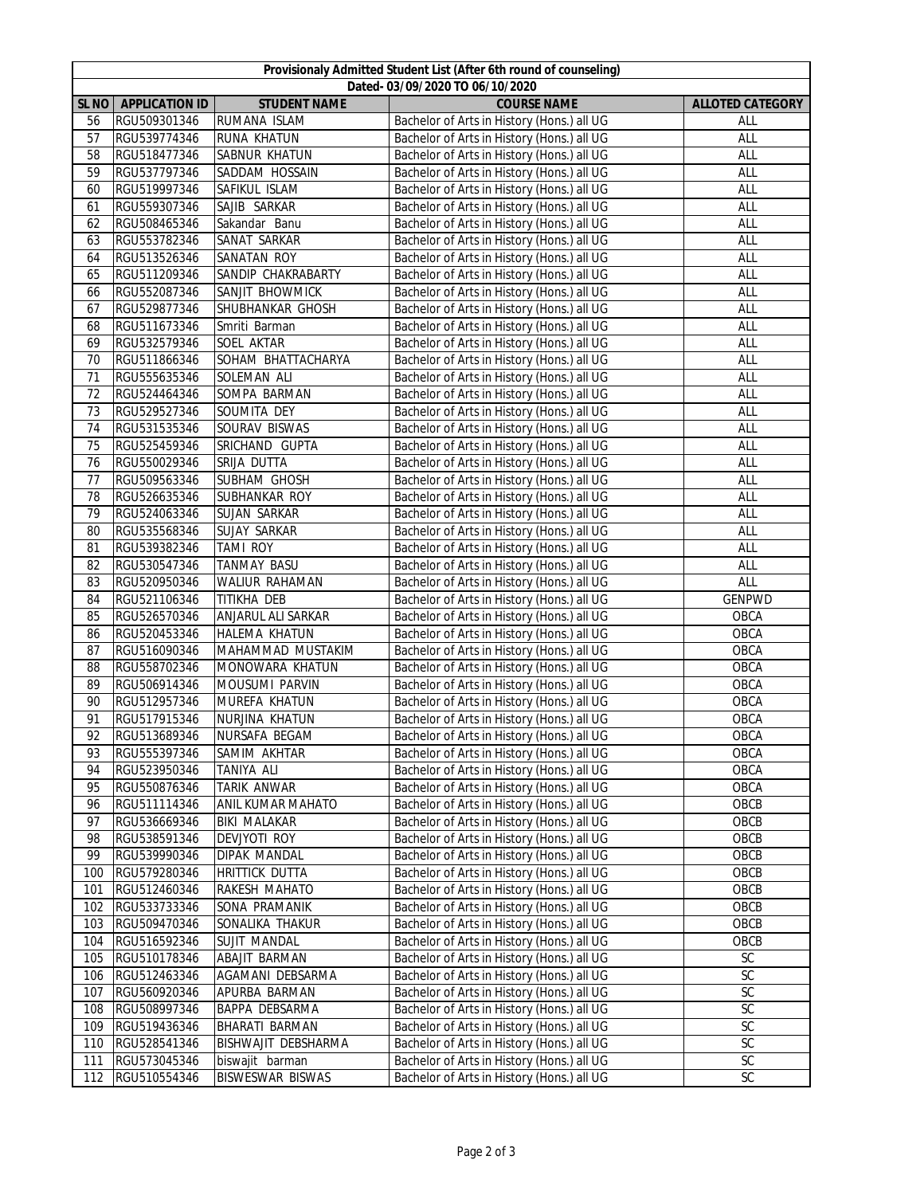| Provisionaly Admitted Student List (After 6th round of counseling) | | | | |
|---|---|---|---|---|
| Dated- 03/09/2020 TO 06/10/2020 | | | | |
| SL NO | APPLICATION ID | STUDENT NAME | COURSE NAME | ALLOTED CATEGORY |
| 56 | RGU509301346 | RUMANA ISLAM | Bachelor of Arts in History (Hons.) all UG | ALL |
| 57 | RGU539774346 | RUNA KHATUN | Bachelor of Arts in History (Hons.) all UG | ALL |
| 58 | RGU518477346 | SABNUR KHATUN | Bachelor of Arts in History (Hons.) all UG | ALL |
| 59 | RGU537797346 | SADDAM HOSSAIN | Bachelor of Arts in History (Hons.) all UG | ALL |
| 60 | RGU519997346 | SAFIKUL ISLAM | Bachelor of Arts in History (Hons.) all UG | ALL |
| 61 | RGU559307346 | SAJIB SARKAR | Bachelor of Arts in History (Hons.) all UG | ALL |
| 62 | RGU508465346 | Sakandar Banu | Bachelor of Arts in History (Hons.) all UG | ALL |
| 63 | RGU553782346 | SANAT SARKAR | Bachelor of Arts in History (Hons.) all UG | ALL |
| 64 | RGU513526346 | SANATAN ROY | Bachelor of Arts in History (Hons.) all UG | ALL |
| 65 | RGU511209346 | SANDIP CHAKRABARTY | Bachelor of Arts in History (Hons.) all UG | ALL |
| 66 | RGU552087346 | SANJIT BHOWMICK | Bachelor of Arts in History (Hons.) all UG | ALL |
| 67 | RGU529877346 | SHUBHANKAR GHOSH | Bachelor of Arts in History (Hons.) all UG | ALL |
| 68 | RGU511673346 | Smriti Barman | Bachelor of Arts in History (Hons.) all UG | ALL |
| 69 | RGU532579346 | SOEL AKTAR | Bachelor of Arts in History (Hons.) all UG | ALL |
| 70 | RGU511866346 | SOHAM BHATTACHARYA | Bachelor of Arts in History (Hons.) all UG | ALL |
| 71 | RGU555635346 | SOLEMAN ALI | Bachelor of Arts in History (Hons.) all UG | ALL |
| 72 | RGU524464346 | SOMPA BARMAN | Bachelor of Arts in History (Hons.) all UG | ALL |
| 73 | RGU529527346 | SOUMITA DEY | Bachelor of Arts in History (Hons.) all UG | ALL |
| 74 | RGU531535346 | SOURAV BISWAS | Bachelor of Arts in History (Hons.) all UG | ALL |
| 75 | RGU525459346 | SRICHAND GUPTA | Bachelor of Arts in History (Hons.) all UG | ALL |
| 76 | RGU550029346 | SRIJA DUTTA | Bachelor of Arts in History (Hons.) all UG | ALL |
| 77 | RGU509563346 | SUBHAM GHOSH | Bachelor of Arts in History (Hons.) all UG | ALL |
| 78 | RGU526635346 | SUBHANKAR ROY | Bachelor of Arts in History (Hons.) all UG | ALL |
| 79 | RGU524063346 | SUJAN SARKAR | Bachelor of Arts in History (Hons.) all UG | ALL |
| 80 | RGU535568346 | SUJAY SARKAR | Bachelor of Arts in History (Hons.) all UG | ALL |
| 81 | RGU539382346 | TAMI ROY | Bachelor of Arts in History (Hons.) all UG | ALL |
| 82 | RGU530547346 | TANMAY BASU | Bachelor of Arts in History (Hons.) all UG | ALL |
| 83 | RGU520950346 | WALIUR RAHAMAN | Bachelor of Arts in History (Hons.) all UG | ALL |
| 84 | RGU521106346 | TITIKHA DEB | Bachelor of Arts in History (Hons.) all UG | GENPWD |
| 85 | RGU526570346 | ANJARUL ALI SARKAR | Bachelor of Arts in History (Hons.) all UG | OBCA |
| 86 | RGU520453346 | HALEMA KHATUN | Bachelor of Arts in History (Hons.) all UG | OBCA |
| 87 | RGU516090346 | MAHAMMAD MUSTAKIM | Bachelor of Arts in History (Hons.) all UG | OBCA |
| 88 | RGU558702346 | MONOWARA KHATUN | Bachelor of Arts in History (Hons.) all UG | OBCA |
| 89 | RGU506914346 | MOUSUMI PARVIN | Bachelor of Arts in History (Hons.) all UG | OBCA |
| 90 | RGU512957346 | MUREFA KHATUN | Bachelor of Arts in History (Hons.) all UG | OBCA |
| 91 | RGU517915346 | NURJINA KHATUN | Bachelor of Arts in History (Hons.) all UG | OBCA |
| 92 | RGU513689346 | NURSAFA BEGAM | Bachelor of Arts in History (Hons.) all UG | OBCA |
| 93 | RGU555397346 | SAMIM AKHTAR | Bachelor of Arts in History (Hons.) all UG | OBCA |
| 94 | RGU523950346 | TANIYA ALI | Bachelor of Arts in History (Hons.) all UG | OBCA |
| 95 | RGU550876346 | TARIK ANWAR | Bachelor of Arts in History (Hons.) all UG | OBCA |
| 96 | RGU511114346 | ANIL KUMAR MAHATO | Bachelor of Arts in History (Hons.) all UG | OBCB |
| 97 | RGU536669346 | BIKI MALAKAR | Bachelor of Arts in History (Hons.) all UG | OBCB |
| 98 | RGU538591346 | DEVJYOTI ROY | Bachelor of Arts in History (Hons.) all UG | OBCB |
| 99 | RGU539990346 | DIPAK MANDAL | Bachelor of Arts in History (Hons.) all UG | OBCB |
| 100 | RGU579280346 | HRITTICK DUTTA | Bachelor of Arts in History (Hons.) all UG | OBCB |
| 101 | RGU512460346 | RAKESH MAHATO | Bachelor of Arts in History (Hons.) all UG | OBCB |
| 102 | RGU533733346 | SONA PRAMANIK | Bachelor of Arts in History (Hons.) all UG | OBCB |
| 103 | RGU509470346 | SONALIKA THAKUR | Bachelor of Arts in History (Hons.) all UG | OBCB |
| 104 | RGU516592346 | SUJIT MANDAL | Bachelor of Arts in History (Hons.) all UG | OBCB |
| 105 | RGU510178346 | ABAJIT BARMAN | Bachelor of Arts in History (Hons.) all UG | SC |
| 106 | RGU512463346 | AGAMANI DEBSARMA | Bachelor of Arts in History (Hons.) all UG | SC |
| 107 | RGU560920346 | APURBA BARMAN | Bachelor of Arts in History (Hons.) all UG | SC |
| 108 | RGU508997346 | BAPPA DEBSARMA | Bachelor of Arts in History (Hons.) all UG | SC |
| 109 | RGU519436346 | BHARATI BARMAN | Bachelor of Arts in History (Hons.) all UG | SC |
| 110 | RGU528541346 | BISHWAJIT DEBSHARMA | Bachelor of Arts in History (Hons.) all UG | SC |
| 111 | RGU573045346 | biswajit barman | Bachelor of Arts in History (Hons.) all UG | SC |
| 112 | RGU510554346 | BISWESWAR BISWAS | Bachelor of Arts in History (Hons.) all UG | SC |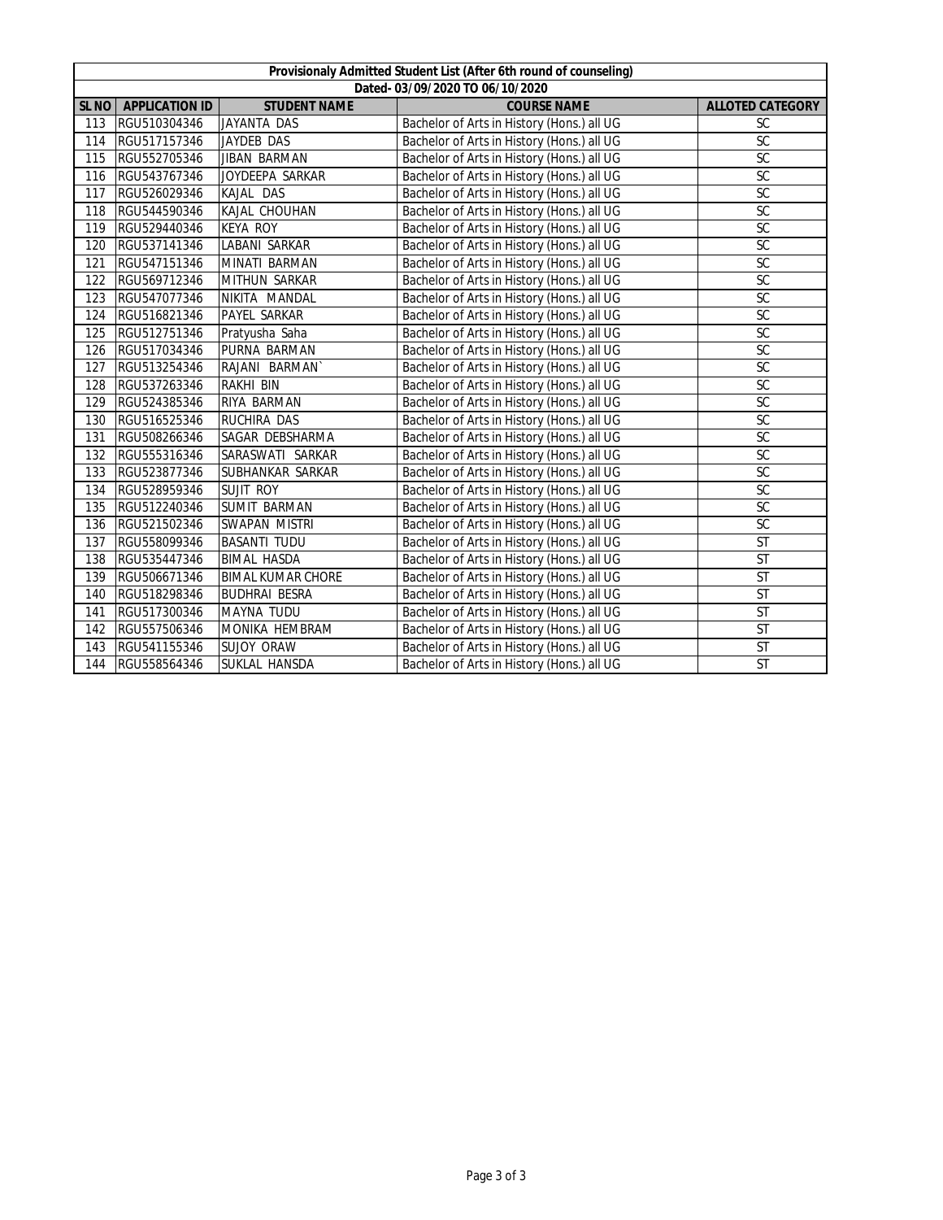| Provisionaly Admitted Student List (After 6th round of counseling) | | | | |
|---|---|---|---|---|
| Dated- 03/09/2020 TO 06/10/2020 | | | | |
| SL NO | APPLICATION ID | STUDENT NAME | COURSE NAME | ALLOTED CATEGORY |
| 113 | RGU510304346 | JAYANTA DAS | Bachelor of Arts in History (Hons.) all UG | SC |
| 114 | RGU517157346 | JAYDEB DAS | Bachelor of Arts in History (Hons.) all UG | SC |
| 115 | RGU552705346 | JIBAN BARMAN | Bachelor of Arts in History (Hons.) all UG | SC |
| 116 | RGU543767346 | JOYDEEPA SARKAR | Bachelor of Arts in History (Hons.) all UG | SC |
| 117 | RGU526029346 | KAJAL DAS | Bachelor of Arts in History (Hons.) all UG | SC |
| 118 | RGU544590346 | KAJAL CHOUHAN | Bachelor of Arts in History (Hons.) all UG | SC |
| 119 | RGU529440346 | KEYA ROY | Bachelor of Arts in History (Hons.) all UG | SC |
| 120 | RGU537141346 | LABANI SARKAR | Bachelor of Arts in History (Hons.) all UG | SC |
| 121 | RGU547151346 | MINATI BARMAN | Bachelor of Arts in History (Hons.) all UG | SC |
| 122 | RGU569712346 | MITHUN SARKAR | Bachelor of Arts in History (Hons.) all UG | SC |
| 123 | RGU547077346 | NIKITA MANDAL | Bachelor of Arts in History (Hons.) all UG | SC |
| 124 | RGU516821346 | PAYEL SARKAR | Bachelor of Arts in History (Hons.) all UG | SC |
| 125 | RGU512751346 | Pratyusha Saha | Bachelor of Arts in History (Hons.) all UG | SC |
| 126 | RGU517034346 | PURNA BARMAN | Bachelor of Arts in History (Hons.) all UG | SC |
| 127 | RGU513254346 | RAJANI BARMAN` | Bachelor of Arts in History (Hons.) all UG | SC |
| 128 | RGU537263346 | RAKHI BIN | Bachelor of Arts in History (Hons.) all UG | SC |
| 129 | RGU524385346 | RIYA BARMAN | Bachelor of Arts in History (Hons.) all UG | SC |
| 130 | RGU516525346 | RUCHIRA DAS | Bachelor of Arts in History (Hons.) all UG | SC |
| 131 | RGU508266346 | SAGAR DEBSHARMA | Bachelor of Arts in History (Hons.) all UG | SC |
| 132 | RGU555316346 | SARASWATI SARKAR | Bachelor of Arts in History (Hons.) all UG | SC |
| 133 | RGU523877346 | SUBHANKAR SARKAR | Bachelor of Arts in History (Hons.) all UG | SC |
| 134 | RGU528959346 | SUJIT ROY | Bachelor of Arts in History (Hons.) all UG | SC |
| 135 | RGU512240346 | SUMIT BARMAN | Bachelor of Arts in History (Hons.) all UG | SC |
| 136 | RGU521502346 | SWAPAN MISTRI | Bachelor of Arts in History (Hons.) all UG | SC |
| 137 | RGU558099346 | BASANTI TUDU | Bachelor of Arts in History (Hons.) all UG | ST |
| 138 | RGU535447346 | BIMAL HASDA | Bachelor of Arts in History (Hons.) all UG | ST |
| 139 | RGU506671346 | BIMAL KUMAR CHORE | Bachelor of Arts in History (Hons.) all UG | ST |
| 140 | RGU518298346 | BUDHRAI BESRA | Bachelor of Arts in History (Hons.) all UG | ST |
| 141 | RGU517300346 | MAYNA TUDU | Bachelor of Arts in History (Hons.) all UG | ST |
| 142 | RGU557506346 | MONIKA HEMBRAM | Bachelor of Arts in History (Hons.) all UG | ST |
| 143 | RGU541155346 | SUJOY ORAW | Bachelor of Arts in History (Hons.) all UG | ST |
| 144 | RGU558564346 | SUKLAL HANSDA | Bachelor of Arts in History (Hons.) all UG | ST |